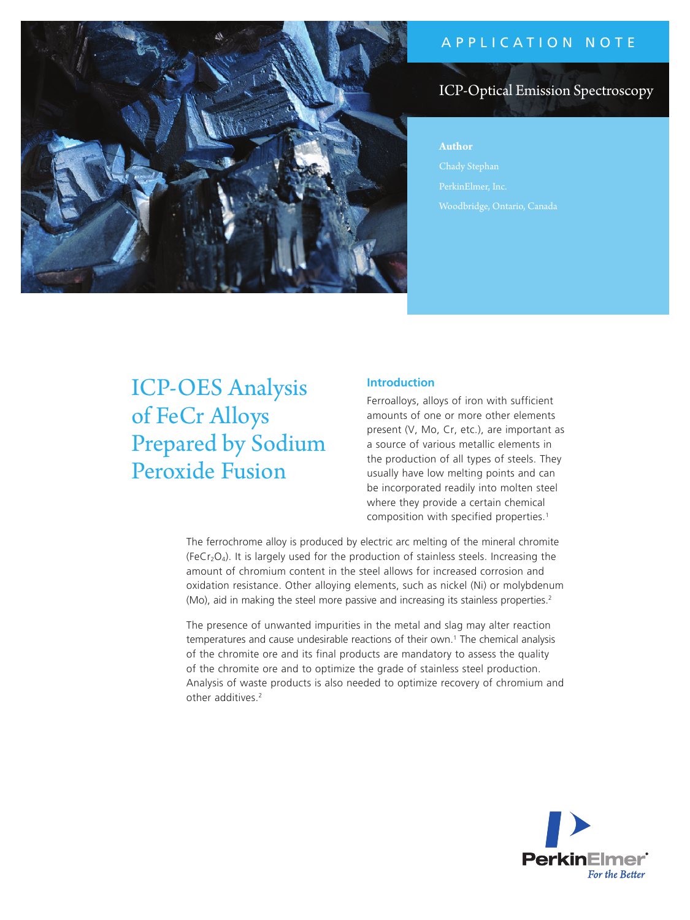APPLICATION NOTE

ICP-Optical Emission Spectroscopy

**Author**

Chady Stephan

PerkinElmer, Inc.

Woodbridge, Ontario, Canada

# ICP-OES Analysis of FeCr Alloys Prepared by Sodium Peroxide Fusion

## Introduction

Ferroalloys, alloys of iron with sufficient amounts of one or more other elements present (V, Mo, Cr, etc.), are important as a source of various metallic elements in the production of all types of steels. They usually have low melting points and can be incorporated readily into molten steel where they provide a certain chemical composition with specified properties.[1]

The ferrochrome alloy is produced by electric arc melting of the mineral chromite ($FeCr_2O_4$). It is largely used for the production of stainless steels. Increasing the amount of chromium content in the steel allows for increased corrosion and oxidation resistance. Other alloying elements, such as nickel (Ni) or molybdenum (Mo), aid in making the steel more passive and increasing its stainless properties.[2]

The presence of unwanted impurities in the metal and slag may alter reaction temperatures and cause undesirable reactions of their own.[1] The chemical analysis of the chromite ore and its final products are mandatory to assess the quality of the chromite ore and to optimize the grade of stainless steel production. Analysis of waste products is also needed to optimize recovery of chromium and other additives.[2]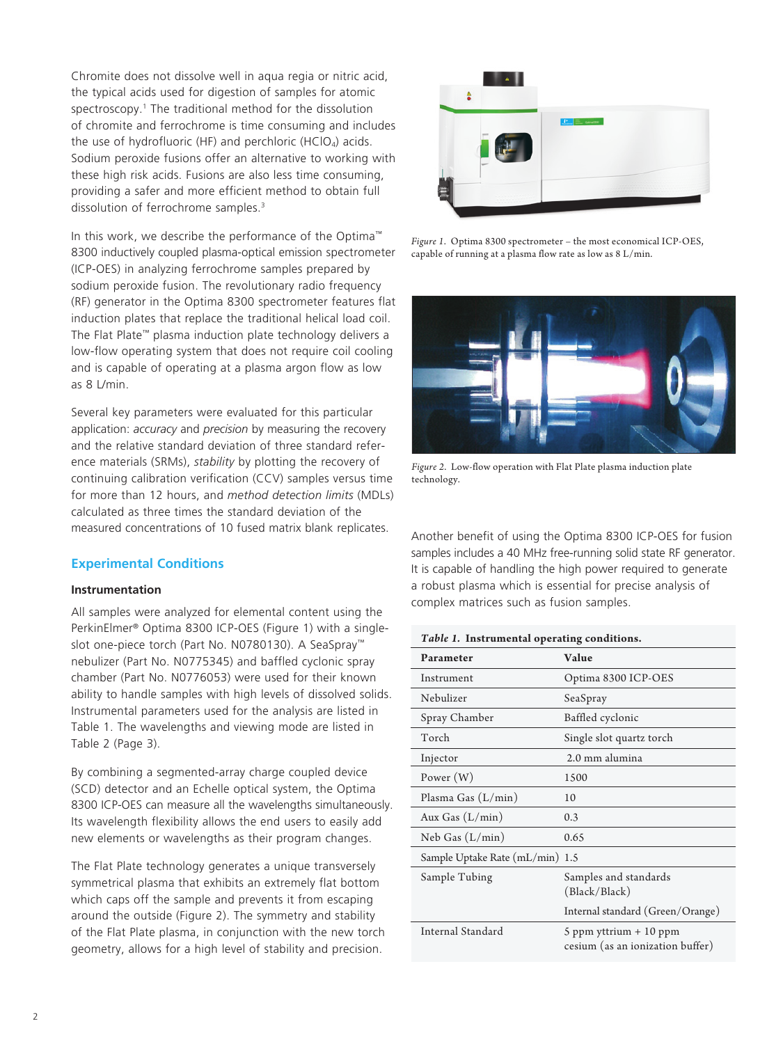Chromite does not dissolve well in aqua regia or nitric acid, the typical acids used for digestion of samples for atomic spectroscopy.[1] The traditional method for the dissolution of chromite and ferrochrome is time consuming and includes the use of hydrofluoric (HF) and perchloric ($HClO_4$) acids. Sodium peroxide fusions offer an alternative to working with these high risk acids. Fusions are also less time consuming, providing a safer and more efficient method to obtain full dissolution of ferrochrome samples.[3]

In this work, we describe the performance of the Optima™ 8300 inductively coupled plasma-optical emission spectrometer (ICP-OES) in analyzing ferrochrome samples prepared by sodium peroxide fusion. The revolutionary radio frequency (RF) generator in the Optima 8300 spectrometer features flat induction plates that replace the traditional helical load coil. The Flat Plate™ plasma induction plate technology delivers a low-flow operating system that does not require coil cooling and is capable of operating at a plasma argon flow as low as 8 L/min.

Several key parameters were evaluated for this particular application: *accuracy* and *precision* by measuring the recovery and the relative standard deviation of three standard reference materials (SRMs), *stability* by plotting the recovery of continuing calibration verification (CCV) samples versus time for more than 12 hours, and *method detection limits* (MDLs) calculated as three times the standard deviation of the measured concentrations of 10 fused matrix blank replicates.

*Figure 1.* Optima 8300 spectrometer – the most economical ICP-OES, capable of running at a plasma flow rate as low as 8 L/min.

*Figure 2.* Low-flow operation with Flat Plate plasma induction plate technology.

## Experimental Conditions

### Instrumentation

All samples were analyzed for elemental content using the PerkinElmer® Optima 8300 ICP-OES (Figure 1) with a single-slot one-piece torch (Part No. N0780130). A SeaSpray™ nebulizer (Part No. N0775345) and baffled cyclonic spray chamber (Part No. N0776053) were used for their known ability to handle samples with high levels of dissolved solids. Instrumental parameters used for the analysis are listed in Table 1. The wavelengths and viewing mode are listed in Table 2 (Page 3).

By combining a segmented-array charge coupled device (SCD) detector and an Echelle optical system, the Optima 8300 ICP-OES can measure all the wavelengths simultaneously. Its wavelength flexibility allows the end users to easily add new elements or wavelengths as their program changes.

The Flat Plate technology generates a unique transversely symmetrical plasma that exhibits an extremely flat bottom which caps off the sample and prevents it from escaping around the outside (Figure 2). The symmetry and stability of the Flat Plate plasma, in conjunction with the new torch geometry, allows for a high level of stability and precision.

Another benefit of using the Optima 8300 ICP-OES for fusion samples includes a 40 MHz free-running solid state RF generator. It is capable of handling the high power required to generate a robust plasma which is essential for precise analysis of complex matrices such as fusion samples.

*Table 1.* **Instrumental operating conditions.**

| Parameter | Value |
|---|---|
| Instrument | Optima 8300 ICP-OES |
| Nebulizer | SeaSpray |
| Spray Chamber | Baffled cyclonic |
| Torch | Single slot quartz torch |
| Injector | 2.0 mm alumina |
| Power (W) | 1500 |
| Plasma Gas (L/min) | 10 |
| Aux Gas (L/min) | 0.3 |
| Neb Gas (L/min) | 0.65 |
| Sample Uptake Rate (mL/min) | 1.5 |
| Sample Tubing | Samples and standards (Black/Black) |
| | Internal standard (Green/Orange) |
| Internal Standard | 5 ppm yttrium + 10 ppm cesium (as an ionization buffer) |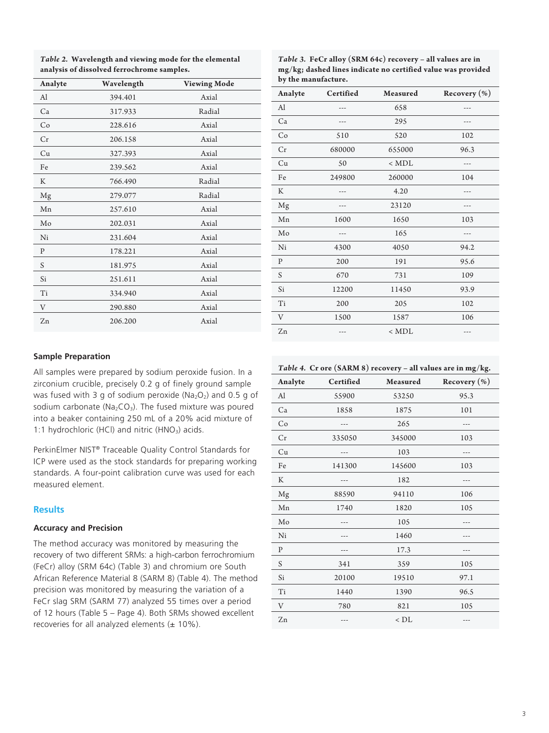*Table 2.* **Wavelength and viewing mode for the elemental analysis of dissolved ferrochrome samples.**

| Analyte | Wavelength | Viewing Mode |
|---|---|---|
| Al | 394.401 | Axial |
| Ca | 317.933 | Radial |
| Co | 228.616 | Axial |
| Cr | 206.158 | Axial |
| Cu | 327.393 | Axial |
| Fe | 239.562 | Axial |
| K | 766.490 | Radial |
| Mg | 279.077 | Radial |
| Mn | 257.610 | Axial |
| Mo | 202.031 | Axial |
| Ni | 231.604 | Axial |
| P | 178.221 | Axial |
| S | 181.975 | Axial |
| Si | 251.611 | Axial |
| Ti | 334.940 | Axial |
| V | 290.880 | Axial |
| Zn | 206.200 | Axial |

### Sample Preparation

All samples were prepared by sodium peroxide fusion. In a zirconium crucible, precisely 0.2 g of finely ground sample was fused with 3 g of sodium peroxide ($Na_2O_2$) and 0.5 g of sodium carbonate ($Na_2CO_3$). The fused mixture was poured into a beaker containing 250 mL of a 20% acid mixture of 1:1 hydrochloric (HCl) and nitric ($HNO_3$) acids.

PerkinElmer NIST® Traceable Quality Control Standards for ICP were used as the stock standards for preparing working standards. A four-point calibration curve was used for each measured element.

## Results

### Accuracy and Precision

The method accuracy was monitored by measuring the recovery of two different SRMs: a high-carbon ferrochromium (FeCr) alloy (SRM 64c) (Table 3) and chromium ore South African Reference Material 8 (SARM 8) (Table 4). The method precision was monitored by measuring the variation of a FeCr slag SRM (SARM 77) analyzed 55 times over a period of 12 hours (Table 5 – Page 4). Both SRMs showed excellent recoveries for all analyzed elements (± 10%).

*Table 3.* **FeCr alloy (SRM 64c) recovery – all values are in mg/kg; dashed lines indicate no certified value was provided by the manufacture.**

| Analyte | Certified | Measured | Recovery (%) |
|---|---|---|---|
| Al | --- | 658 | --- |
| Ca | --- | 295 | --- |
| Co | 510 | 520 | 102 |
| Cr | 680000 | 655000 | 96.3 |
| Cu | 50 | < MDL | --- |
| Fe | 249800 | 260000 | 104 |
| K | --- | 4.20 | --- |
| Mg | --- | 23120 | --- |
| Mn | 1600 | 1650 | 103 |
| Mo | --- | 165 | --- |
| Ni | 4300 | 4050 | 94.2 |
| P | 200 | 191 | 95.6 |
| S | 670 | 731 | 109 |
| Si | 12200 | 11450 | 93.9 |
| Ti | 200 | 205 | 102 |
| V | 1500 | 1587 | 106 |
| Zn | --- | < MDL | --- |

*Table 4.* **Cr ore (SARM 8) recovery – all values are in mg/kg.**

| Analyte | Certified | Measured | Recovery (%) |
|---|---|---|---|
| Al | 55900 | 53250 | 95.3 |
| Ca | 1858 | 1875 | 101 |
| Co | --- | 265 | --- |
| Cr | 335050 | 345000 | 103 |
| Cu | --- | 103 | --- |
| Fe | 141300 | 145600 | 103 |
| K | --- | 182 | --- |
| Mg | 88590 | 94110 | 106 |
| Mn | 1740 | 1820 | 105 |
| Mo | --- | 105 | --- |
| Ni | --- | 1460 | --- |
| P | --- | 17.3 | --- |
| S | 341 | 359 | 105 |
| Si | 20100 | 19510 | 97.1 |
| Ti | 1440 | 1390 | 96.5 |
| V | 780 | 821 | 105 |
| Zn | --- | < DL | --- |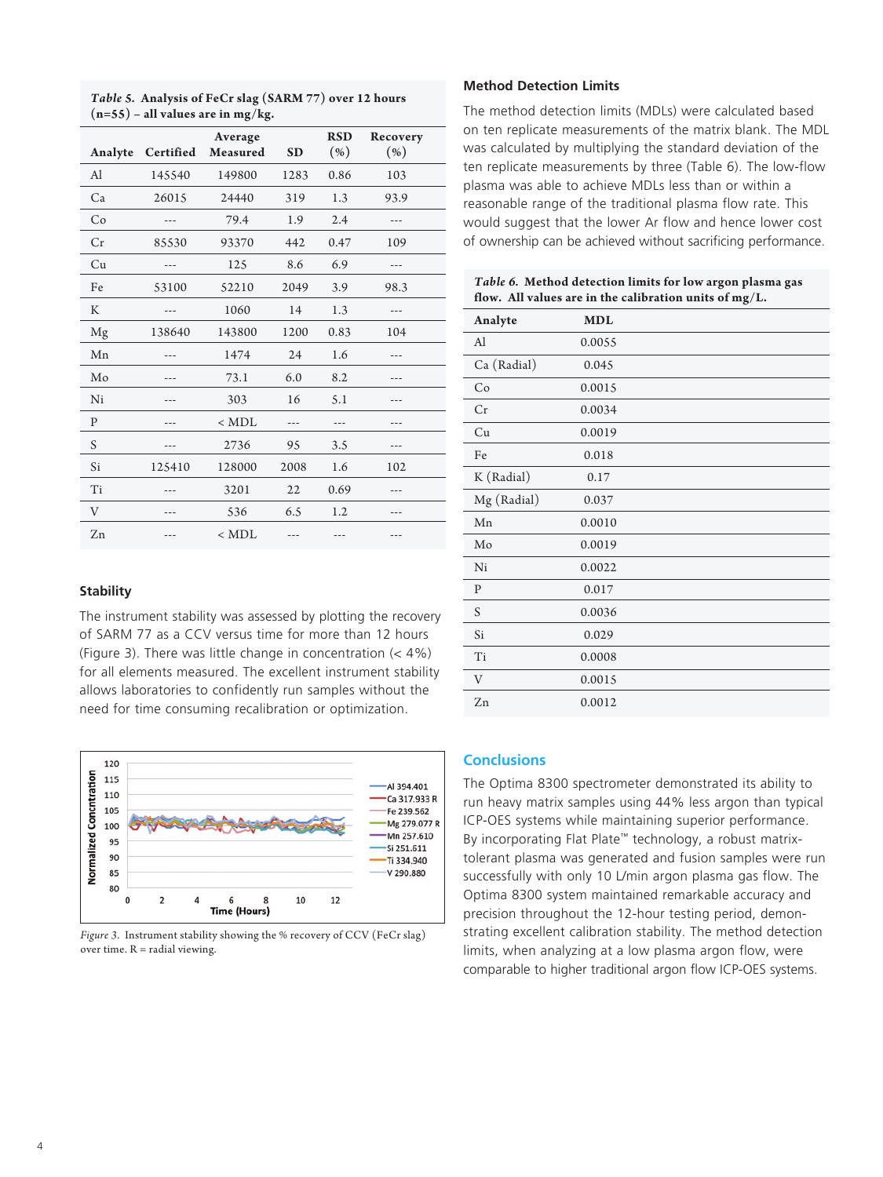*Table 5.* **Analysis of FeCr slag (SARM 77) over 12 hours (n=55) – all values are in mg/kg.**

| Analyte | Certified | Average Measured | SD | RSD (%) | Recovery (%) |
|---|---|---|---|---|---|
| Al | 145540 | 149800 | 1283 | 0.86 | 103 |
| Ca | 26015 | 24440 | 319 | 1.3 | 93.9 |
| Co | --- | 79.4 | 1.9 | 2.4 | --- |
| Cr | 85530 | 93370 | 442 | 0.47 | 109 |
| Cu | --- | 125 | 8.6 | 6.9 | --- |
| Fe | 53100 | 52210 | 2049 | 3.9 | 98.3 |
| K | --- | 1060 | 14 | 1.3 | --- |
| Mg | 138640 | 143800 | 1200 | 0.83 | 104 |
| Mn | --- | 1474 | 24 | 1.6 | --- |
| Mo | --- | 73.1 | 6.0 | 8.2 | --- |
| Ni | --- | 303 | 16 | 5.1 | --- |
| P | --- | < MDL | --- | --- | --- |
| S | --- | 2736 | 95 | 3.5 | --- |
| Si | 125410 | 128000 | 2008 | 1.6 | 102 |
| Ti | --- | 3201 | 22 | 0.69 | --- |
| V | --- | 536 | 6.5 | 1.2 | --- |
| Zn | --- | < MDL | --- | --- | --- |

### Stability

The instrument stability was assessed by plotting the recovery of SARM 77 as a CCV versus time for more than 12 hours (Figure 3). There was little change in concentration (< 4%) for all elements measured. The excellent instrument stability allows laboratories to confidently run samples without the need for time consuming recalibration or optimization.

Normalized Concntration
120
115
110
105
100
95
90
85
80
0 2 4 6 8 10 12
Time (Hours)
Al 394.401
Ca 317.933 R
Fe 239.562
Mg 279.077 R
Mn 257.610
Si 251.611
Ti 334.940
V 290.880

*Figure 3.* Instrument stability showing the % recovery of CCV (FeCr slag) over time. R = radial viewing.

### Method Detection Limits

The method detection limits (MDLs) were calculated based on ten replicate measurements of the matrix blank. The MDL was calculated by multiplying the standard deviation of the ten replicate measurements by three (Table 6). The low-flow plasma was able to achieve MDLs less than or within a reasonable range of the traditional plasma flow rate. This would suggest that the lower Ar flow and hence lower cost of ownership can be achieved without sacrificing performance.

*Table 6.* **Method detection limits for low argon plasma gas flow. All values are in the calibration units of mg/L.**

| Analyte | MDL |
|---|---|
| Al | 0.0055 |
| Ca (Radial) | 0.045 |
| Co | 0.0015 |
| Cr | 0.0034 |
| Cu | 0.0019 |
| Fe | 0.018 |
| K (Radial) | 0.17 |
| Mg (Radial) | 0.037 |
| Mn | 0.0010 |
| Mo | 0.0019 |
| Ni | 0.0022 |
| P | 0.017 |
| S | 0.0036 |
| Si | 0.029 |
| Ti | 0.0008 |
| V | 0.0015 |
| Zn | 0.0012 |

## Conclusions

The Optima 8300 spectrometer demonstrated its ability to run heavy matrix samples using 44% less argon than typical ICP-OES systems while maintaining superior performance. By incorporating Flat Plate™ technology, a robust matrix-tolerant plasma was generated and fusion samples were run successfully with only 10 L/min argon plasma gas flow. The Optima 8300 system maintained remarkable accuracy and precision throughout the 12-hour testing period, demonstrating excellent calibration stability. The method detection limits, when analyzing at a low plasma argon flow, were comparable to higher traditional argon flow ICP-OES systems.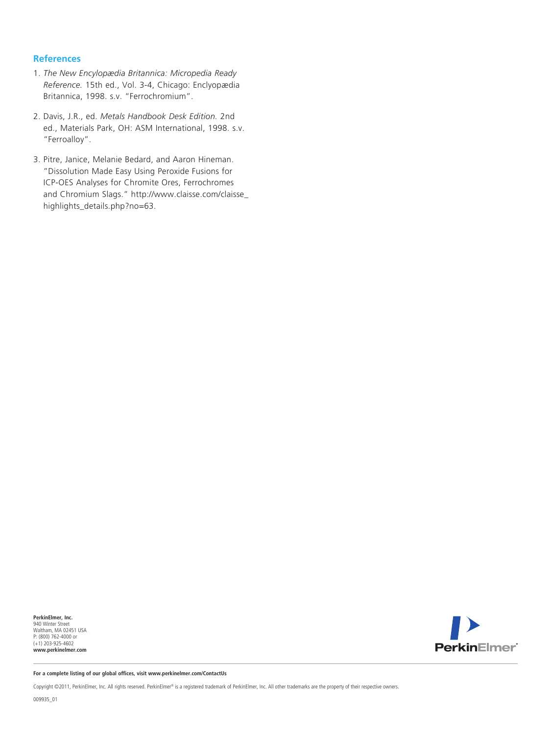## References

1. *The New Encylopædia Britannica: Micropedia Ready Reference.* 15th ed., Vol. 3-4, Chicago: Enclyopædia Britannica, 1998. s.v. "Ferrochromium".

2. Davis, J.R., ed. *Metals Handbook Desk Edition.* 2nd ed., Materials Park, OH: ASM International, 1998. s.v. "Ferroalloy".

3. Pitre, Janice, Melanie Bedard, and Aaron Hineman. "Dissolution Made Easy Using Peroxide Fusions for ICP-OES Analyses for Chromite Ores, Ferrochromes and Chromium Slags." http://www.claisse.com/claisse_highlights_details.php?no=63.

**PerkinElmer, Inc.**
940 Winter Street
Waltham, MA 02451 USA
P: (800) 762-4000 or
(+1) 203-925-4602
**www.perkinelmer.com**

**For a complete listing of our global offices, visit www.perkinelmer.com/ContactUs**

Copyright ©2011, PerkinElmer, Inc. All rights reserved. PerkinElmer® is a registered trademark of PerkinElmer, Inc. All other trademarks are the property of their respective owners.

009935_01